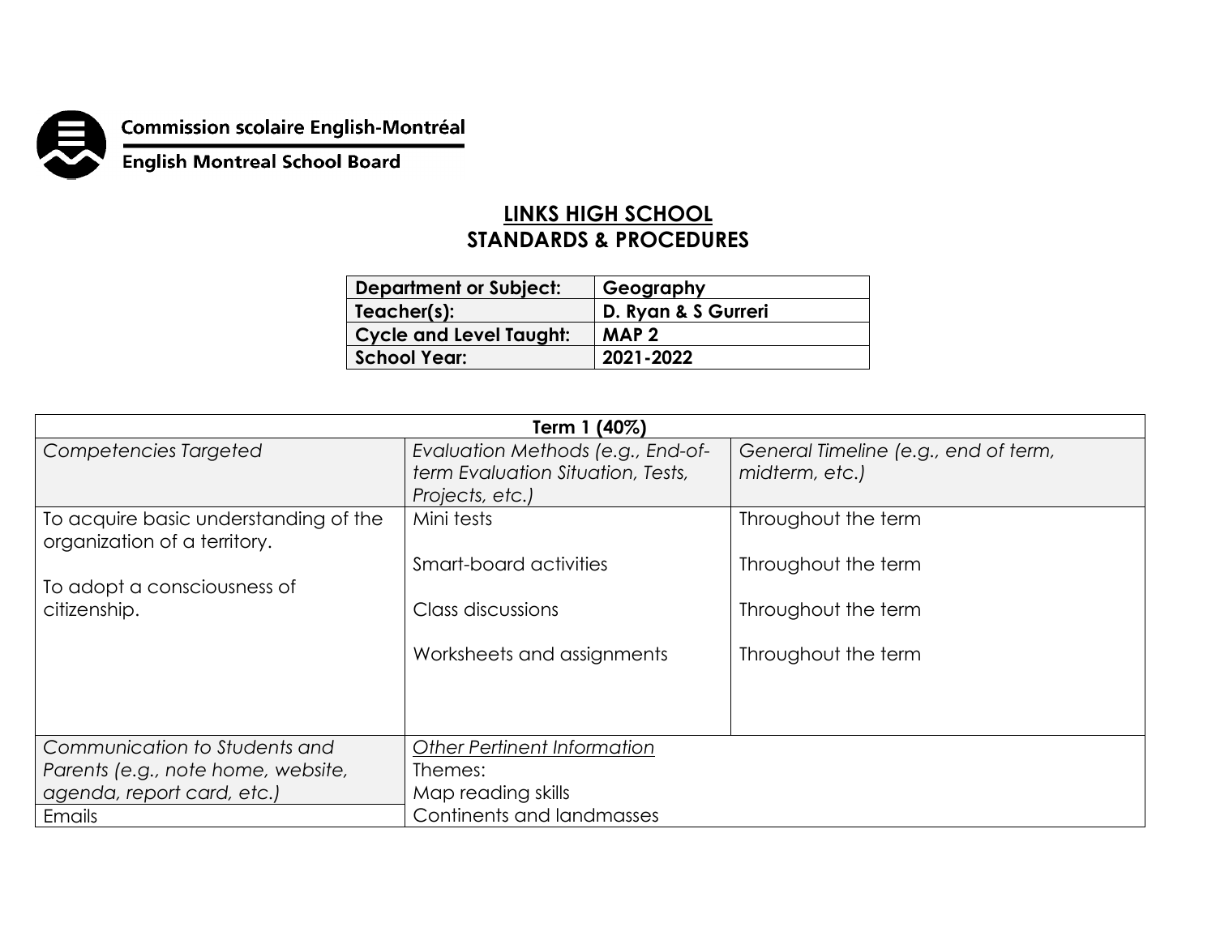Commission scolaire English-Montréal

English Montreal School Board

# LINKS HIGH SCHOOL
## STANDARDS & PROCEDURES

| **Department or Subject:** | **Geography** |
|---|---|
| **Teacher(s):** | **D. Ryan & S Gurreri** |
| **Cycle and Level Taught:** | **MAP 2** |
| **School Year:** | **2021-2022** |

| **Term 1 (40%)** | | |
|---|---|---|
| *Competencies Targeted* | *Evaluation Methods (e.g., End-of-term Evaluation Situation, Tests, Projects, etc.)* | *General Timeline (e.g., end of term, midterm, etc.)* |
| To acquire basic understanding of the organization of a territory.<br><br>To adopt a consciousness of citizenship. | Mini tests<br><br>Smart-board activities<br><br>Class discussions<br><br>Worksheets and assignments | Throughout the term<br><br>Throughout the term<br><br>Throughout the term<br><br>Throughout the term |
| *Communication to Students and Parents (e.g., note home, website, agenda, report card, etc.)* | *Other Pertinent Information*<br>Themes:<br>Map reading skills<br>Continents and landmasses | |
| Emails | | |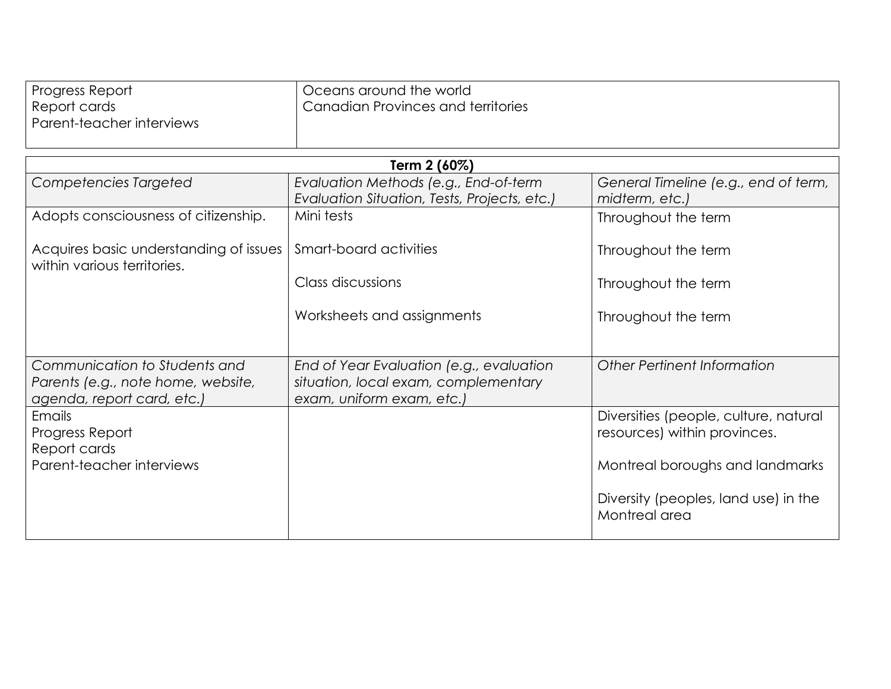| | |
|---|---|
| Progress Report<br>Report cards<br>Parent-teacher interviews | Oceans around the world<br>Canadian Provinces and territories |

| **Term 2 (60%)** | | |
|---|---|---|
| *Competencies Targeted* | *Evaluation Methods (e.g., End-of-term Evaluation Situation, Tests, Projects, etc.)* | *General Timeline (e.g., end of term, midterm, etc.)* |
| Adopts consciousness of citizenship.<br><br>Acquires basic understanding of issues within various territories. | Mini tests<br><br>Smart-board activities<br><br>Class discussions<br><br>Worksheets and assignments | Throughout the term<br><br>Throughout the term<br><br>Throughout the term<br><br>Throughout the term |
| *Communication to Students and Parents (e.g., note home, website, agenda, report card, etc.)* | *End of Year Evaluation (e.g., evaluation situation, local exam, complementary exam, uniform exam, etc.)* | *Other Pertinent Information* |
| Emails<br>Progress Report<br>Report cards<br>Parent-teacher interviews | | Diversities (people, culture, natural resources) within provinces.<br><br>Montreal boroughs and landmarks<br><br>Diversity (peoples, land use) in the Montreal area |